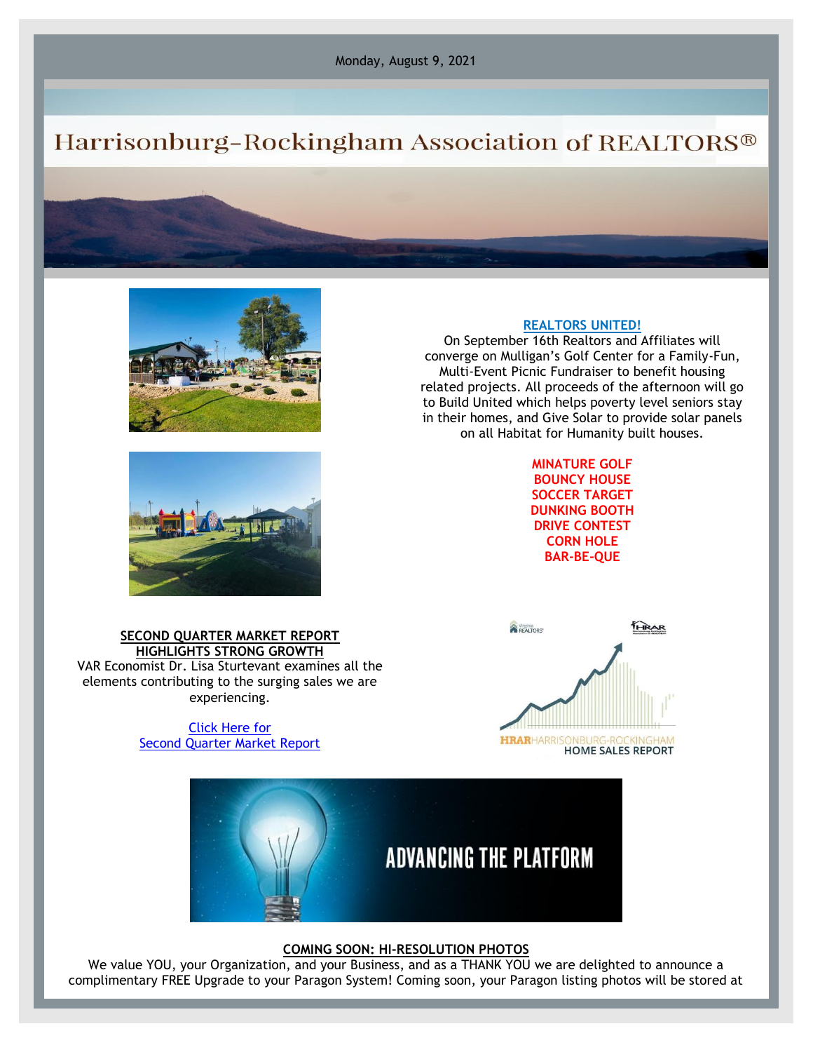Monday, August 9, 2021

# Harrisonburg-Rockingham Association of REALTORS®

**REALTORS UNITED!**

On September 16th Realtors and Affiliates will converge on Mulligan's Golf Center for a Family-Fun, Multi-Event Picnic Fundraiser to benefit housing related projects. All proceeds of the afternoon will go to Build United which helps poverty level seniors stay in their homes, and Give Solar to provide solar panels on all Habitat for Humanity built houses.

**MINATURE GOLF**
**BOUNCY HOUSE**
**SOCCER TARGET**
**DUNKING BOOTH**
**DRIVE CONTEST**
**CORN HOLE**
**BAR-BE-QUE**

**SECOND QUARTER MARKET REPORT HIGHLIGHTS STRONG GROWTH**

VAR Economist Dr. Lisa Sturtevant examines all the elements contributing to the surging sales we are experiencing.

Click Here for Second Quarter Market Report

HRAR HARRISONBURG-ROCKINGHAM HOME SALES REPORT

ADVANCING THE PLATFORM

**COMING SOON: HI-RESOLUTION PHOTOS**

We value YOU, your Organization, and your Business, and as a THANK YOU we are delighted to announce a complimentary FREE Upgrade to your Paragon System! Coming soon, your Paragon listing photos will be stored at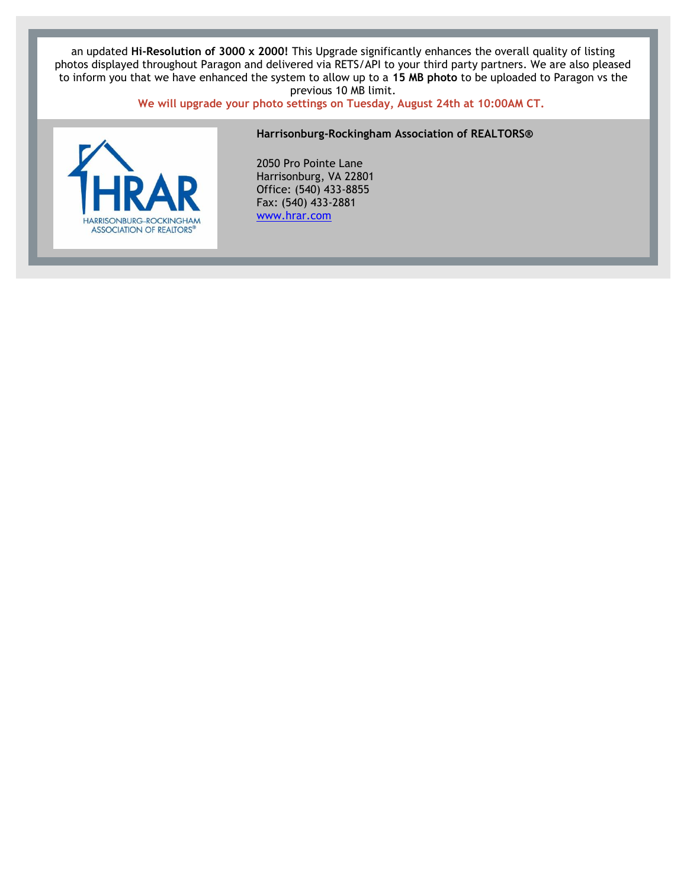an updated **Hi-Resolution of 3000 x 2000!** This Upgrade significantly enhances the overall quality of listing photos displayed throughout Paragon and delivered via RETS/API to your third party partners. We are also pleased to inform you that we have enhanced the system to allow up to a **15 MB photo** to be uploaded to Paragon vs the previous 10 MB limit.

**We will upgrade your photo settings on Tuesday, August 24th at 10:00AM CT.**

HRAR
HARRISONBURG–ROCKINGHAM ASSOCIATION OF REALTORS®

**Harrisonburg-Rockingham Association of REALTORS®**

2050 Pro Pointe Lane
Harrisonburg, VA 22801
Office: (540) 433-8855
Fax: (540) 433-2881
[www.hrar.com](http://www.hrar.com)